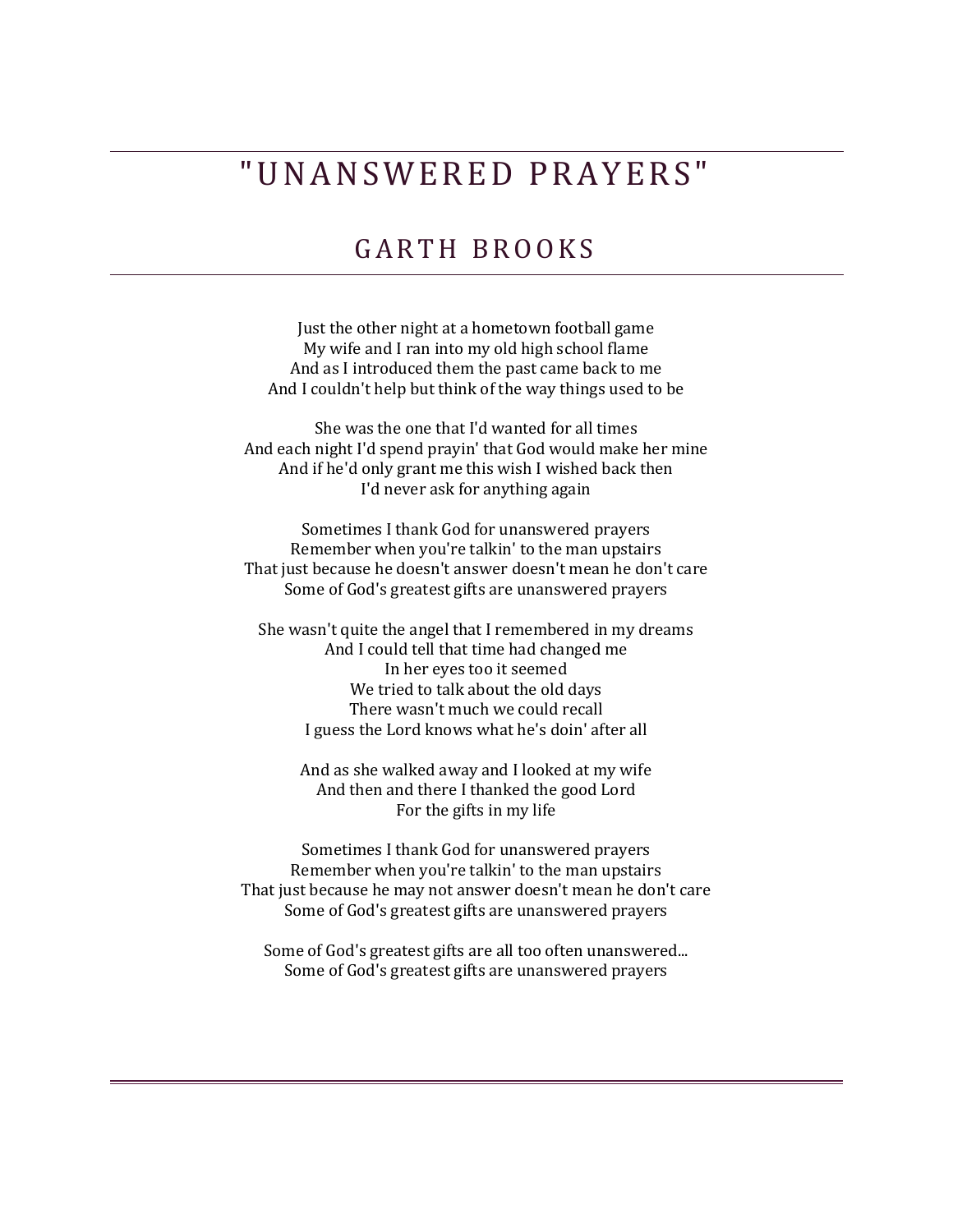# "UNANSWERED PRAYERS"

## GARTH BROOKS

Just the other night at a hometown football game
My wife and I ran into my old high school flame
And as I introduced them the past came back to me
And I couldn't help but think of the way things used to be

She was the one that I'd wanted for all times
And each night I'd spend prayin' that God would make her mine
And if he'd only grant me this wish I wished back then
I'd never ask for anything again

Sometimes I thank God for unanswered prayers
Remember when you're talkin' to the man upstairs
That just because he doesn't answer doesn't mean he don't care
Some of God's greatest gifts are unanswered prayers

She wasn't quite the angel that I remembered in my dreams
And I could tell that time had changed me
In her eyes too it seemed
We tried to talk about the old days
There wasn't much we could recall
I guess the Lord knows what he's doin' after all

And as she walked away and I looked at my wife
And then and there I thanked the good Lord
For the gifts in my life

Sometimes I thank God for unanswered prayers
Remember when you're talkin' to the man upstairs
That just because he may not answer doesn't mean he don't care
Some of God's greatest gifts are unanswered prayers

Some of God's greatest gifts are all too often unanswered...
Some of God's greatest gifts are unanswered prayers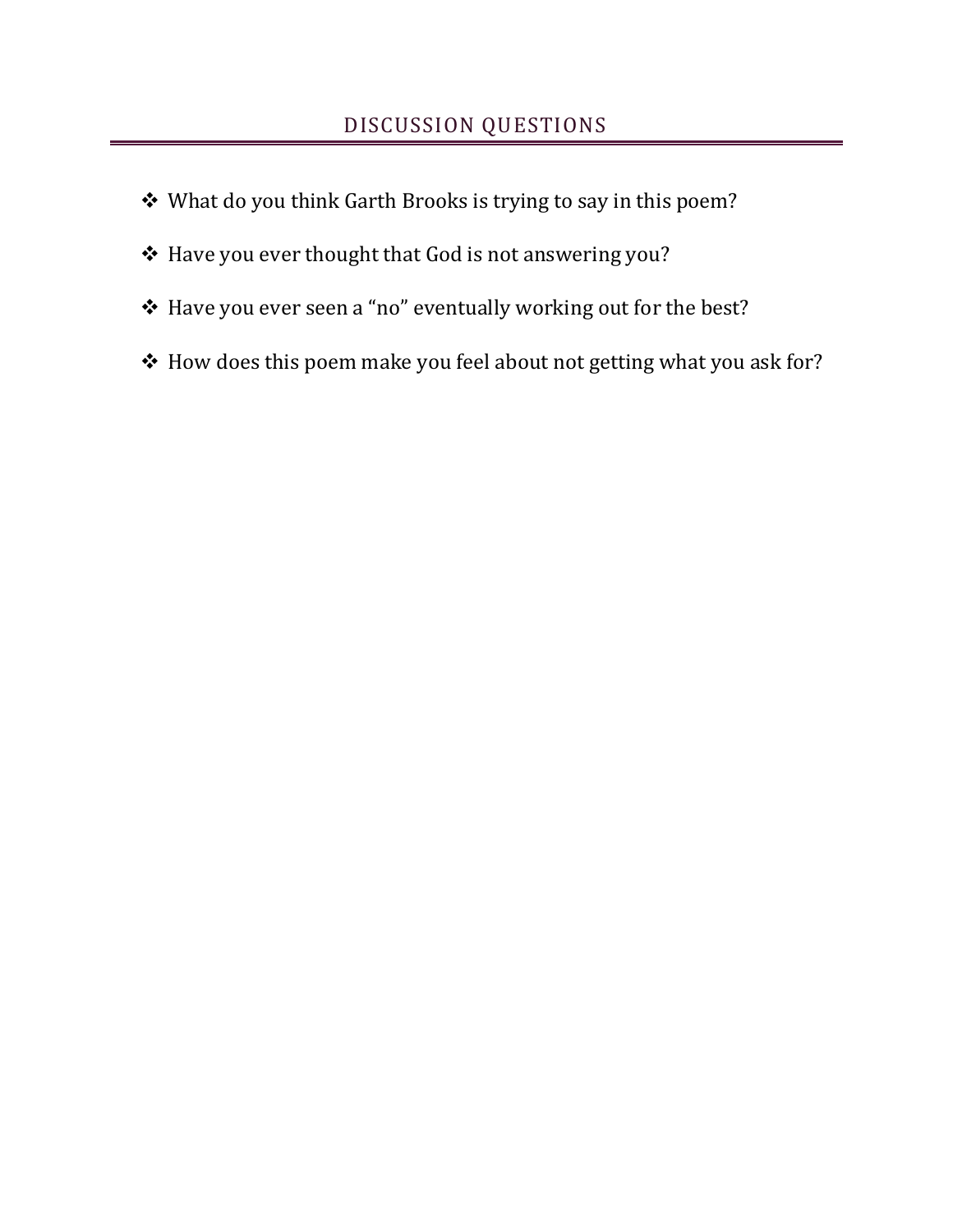## DISCUSSION QUESTIONS

- What do you think Garth Brooks is trying to say in this poem?
- Have you ever thought that God is not answering you?
- Have you ever seen a "no" eventually working out for the best?
- How does this poem make you feel about not getting what you ask for?